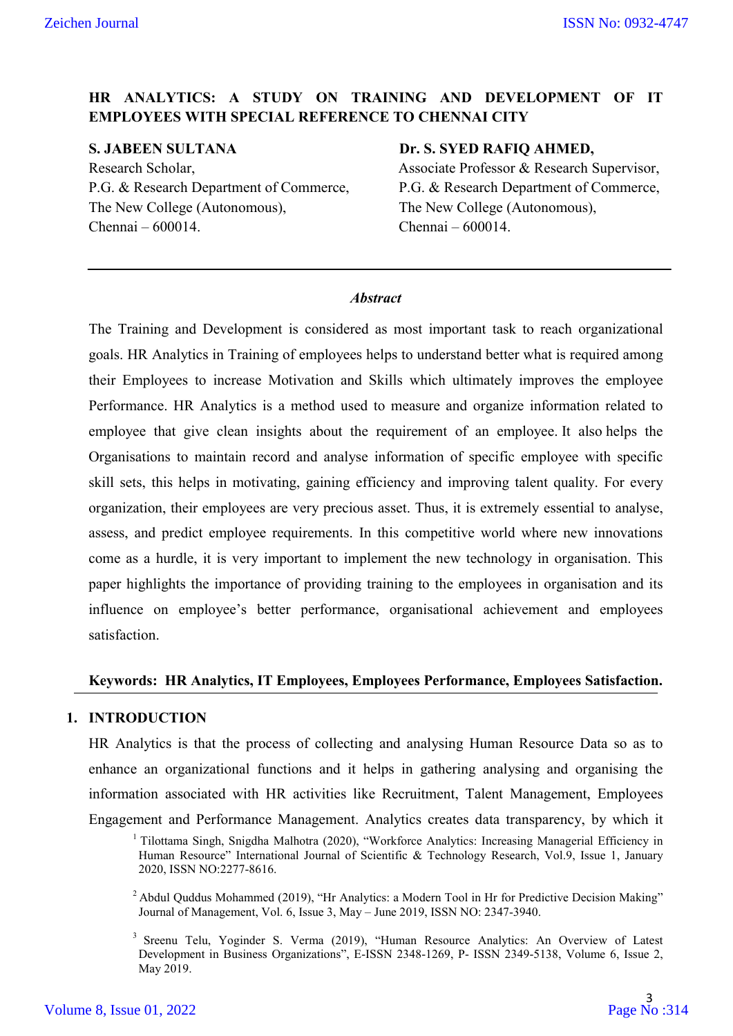# HR ANALYTICS: A STUDY ON TRAINING AND DEVELOPMENT OF IT EMPLOYEES WITH SPECIAL REFERENCE TO CHENNAI CITY

**S. JABEEN SULTANA**
Research Scholar,
P.G. & Research Department of Commerce,
The New College (Autonomous),
Chennai – 600014.

**Dr. S. SYED RAFIQ AHMED,**
Associate Professor & Research Supervisor,
P.G. & Research Department of Commerce,
The New College (Autonomous),
Chennai – 600014.

---

***Abstract***

The Training and Development is considered as most important task to reach organizational goals. HR Analytics in Training of employees helps to understand better what is required among their Employees to increase Motivation and Skills which ultimately improves the employee Performance. HR Analytics is a method used to measure and organize information related to employee that give clean insights about the requirement of an employee. It also helps the Organisations to maintain record and analyse information of specific employee with specific skill sets, this helps in motivating, gaining efficiency and improving talent quality. For every organization, their employees are very precious asset. Thus, it is extremely essential to analyse, assess, and predict employee requirements. In this competitive world where new innovations come as a hurdle, it is very important to implement the new technology in organisation. This paper highlights the importance of providing training to the employees in organisation and its influence on employee's better performance, organisational achievement and employees satisfaction.

**Keywords: HR Analytics, IT Employees, Employees Performance, Employees Satisfaction.**

## 1. INTRODUCTION

HR Analytics is that the process of collecting and analysing Human Resource Data so as to enhance an organizational functions and it helps in gathering analysing and organising the information associated with HR activities like Recruitment, Talent Management, Employees Engagement and Performance Management. Analytics creates data transparency, by which it

[1] Tilottama Singh, Snigdha Malhotra (2020), "Workforce Analytics: Increasing Managerial Efficiency in Human Resource" International Journal of Scientific & Technology Research, Vol.9, Issue 1, January 2020, ISSN NO:2277-8616.

[2] Abdul Quddus Mohammed (2019), "Hr Analytics: a Modern Tool in Hr for Predictive Decision Making" Journal of Management, Vol. 6, Issue 3, May – June 2019, ISSN NO: 2347-3940.

[3] Sreenu Telu, Yoginder S. Verma (2019), "Human Resource Analytics: An Overview of Latest Development in Business Organizations", E-ISSN 2348-1269, P- ISSN 2349-5138, Volume 6, Issue 2, May 2019.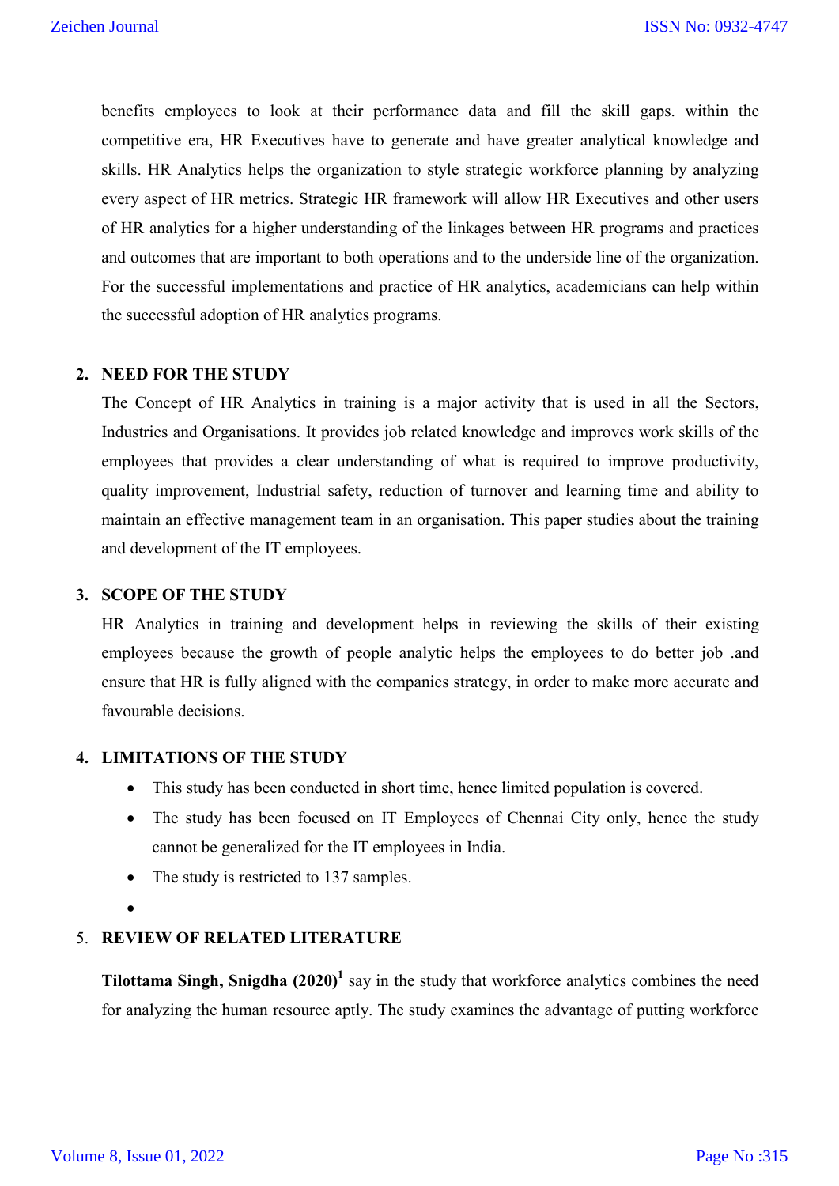benefits employees to look at their performance data and fill the skill gaps. within the competitive era, HR Executives have to generate and have greater analytical knowledge and skills. HR Analytics helps the organization to style strategic workforce planning by analyzing every aspect of HR metrics. Strategic HR framework will allow HR Executives and other users of HR analytics for a higher understanding of the linkages between HR programs and practices and outcomes that are important to both operations and to the underside line of the organization. For the successful implementations and practice of HR analytics, academicians can help within the successful adoption of HR analytics programs.

## 2. NEED FOR THE STUDY

The Concept of HR Analytics in training is a major activity that is used in all the Sectors, Industries and Organisations. It provides job related knowledge and improves work skills of the employees that provides a clear understanding of what is required to improve productivity, quality improvement, Industrial safety, reduction of turnover and learning time and ability to maintain an effective management team in an organisation. This paper studies about the training and development of the IT employees.

## 3. SCOPE OF THE STUDY

HR Analytics in training and development helps in reviewing the skills of their existing employees because the growth of people analytic helps the employees to do better job .and ensure that HR is fully aligned with the companies strategy, in order to make more accurate and favourable decisions.

## 4. LIMITATIONS OF THE STUDY

- This study has been conducted in short time, hence limited population is covered.
- The study has been focused on IT Employees of Chennai City only, hence the study cannot be generalized for the IT employees in India.
- The study is restricted to 137 samples.

## 5. REVIEW OF RELATED LITERATURE

**Tilottama Singh, Snigdha (2020)**[1] say in the study that workforce analytics combines the need for analyzing the human resource aptly. The study examines the advantage of putting workforce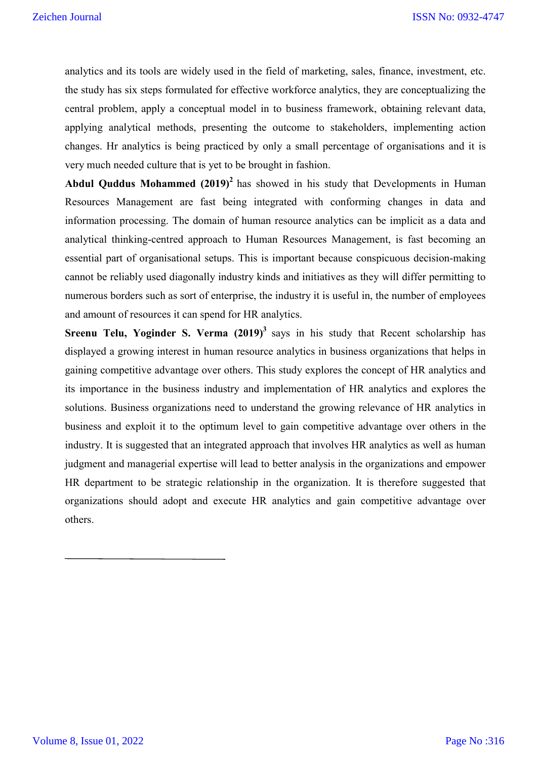analytics and its tools are widely used in the field of marketing, sales, finance, investment, etc. the study has six steps formulated for effective workforce analytics, they are conceptualizing the central problem, apply a conceptual model in to business framework, obtaining relevant data, applying analytical methods, presenting the outcome to stakeholders, implementing action changes. Hr analytics is being practiced by only a small percentage of organisations and it is very much needed culture that is yet to be brought in fashion.

**Abdul Quddus Mohammed (2019)**[2] has showed in his study that Developments in Human Resources Management are fast being integrated with conforming changes in data and information processing. The domain of human resource analytics can be implicit as a data and analytical thinking-centred approach to Human Resources Management, is fast becoming an essential part of organisational setups. This is important because conspicuous decision-making cannot be reliably used diagonally industry kinds and initiatives as they will differ permitting to numerous borders such as sort of enterprise, the industry it is useful in, the number of employees and amount of resources it can spend for HR analytics.

**Sreenu Telu, Yoginder S. Verma (2019)**[3] says in his study that Recent scholarship has displayed a growing interest in human resource analytics in business organizations that helps in gaining competitive advantage over others. This study explores the concept of HR analytics and its importance in the business industry and implementation of HR analytics and explores the solutions. Business organizations need to understand the growing relevance of HR analytics in business and exploit it to the optimum level to gain competitive advantage over others in the industry. It is suggested that an integrated approach that involves HR analytics as well as human judgment and managerial expertise will lead to better analysis in the organizations and empower HR department to be strategic relationship in the organization. It is therefore suggested that organizations should adopt and execute HR analytics and gain competitive advantage over others.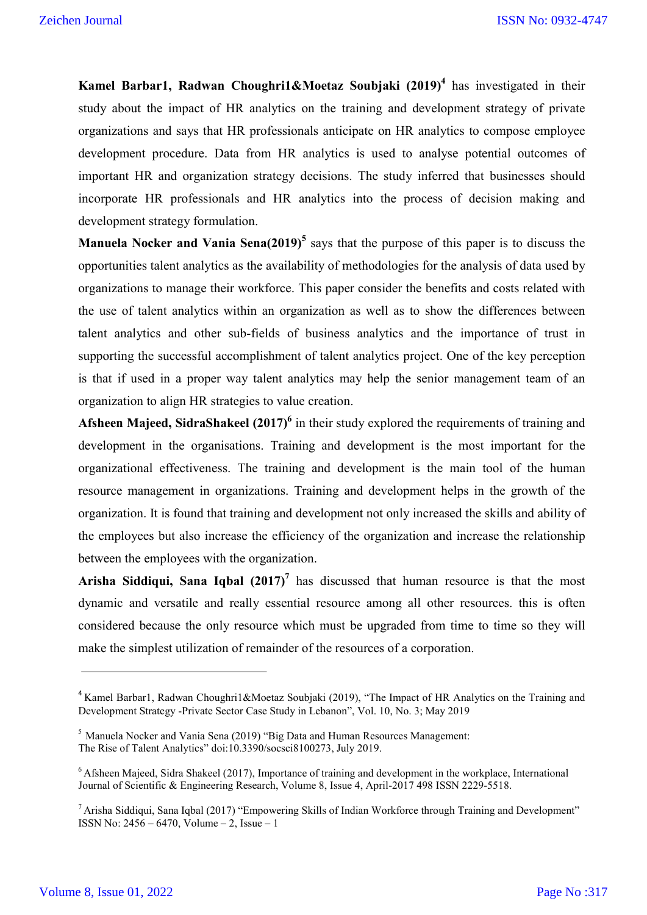**Kamel Barbar1, Radwan Choughri1&Moetaz Soubjaki (2019)**[4] has investigated in their study about the impact of HR analytics on the training and development strategy of private organizations and says that HR professionals anticipate on HR analytics to compose employee development procedure. Data from HR analytics is used to analyse potential outcomes of important HR and organization strategy decisions. The study inferred that businesses should incorporate HR professionals and HR analytics into the process of decision making and development strategy formulation.

**Manuela Nocker and Vania Sena(2019)**[5] says that the purpose of this paper is to discuss the opportunities talent analytics as the availability of methodologies for the analysis of data used by organizations to manage their workforce. This paper consider the benefits and costs related with the use of talent analytics within an organization as well as to show the differences between talent analytics and other sub-fields of business analytics and the importance of trust in supporting the successful accomplishment of talent analytics project. One of the key perception is that if used in a proper way talent analytics may help the senior management team of an organization to align HR strategies to value creation.

**Afsheen Majeed, SidraShakeel (2017)**[6] in their study explored the requirements of training and development in the organisations. Training and development is the most important for the organizational effectiveness. The training and development is the main tool of the human resource management in organizations. Training and development helps in the growth of the organization. It is found that training and development not only increased the skills and ability of the employees but also increase the efficiency of the organization and increase the relationship between the employees with the organization.

**Arisha Siddiqui, Sana Iqbal (2017)**[7] has discussed that human resource is that the most dynamic and versatile and really essential resource among all other resources. this is often considered because the only resource which must be upgraded from time to time so they will make the simplest utilization of remainder of the resources of a corporation.

---

[4] Kamel Barbar1, Radwan Choughri1&Moetaz Soubjaki (2019), "The Impact of HR Analytics on the Training and Development Strategy -Private Sector Case Study in Lebanon", Vol. 10, No. 3; May 2019

[5] Manuela Nocker and Vania Sena (2019) "Big Data and Human Resources Management: The Rise of Talent Analytics" doi:10.3390/socsci8100273, July 2019.

[6] Afsheen Majeed, Sidra Shakeel (2017), Importance of training and development in the workplace, International Journal of Scientific & Engineering Research, Volume 8, Issue 4, April-2017 498 ISSN 2229-5518.

[7] Arisha Siddiqui, Sana Iqbal (2017) "Empowering Skills of Indian Workforce through Training and Development" ISSN No: 2456 – 6470, Volume – 2, Issue – 1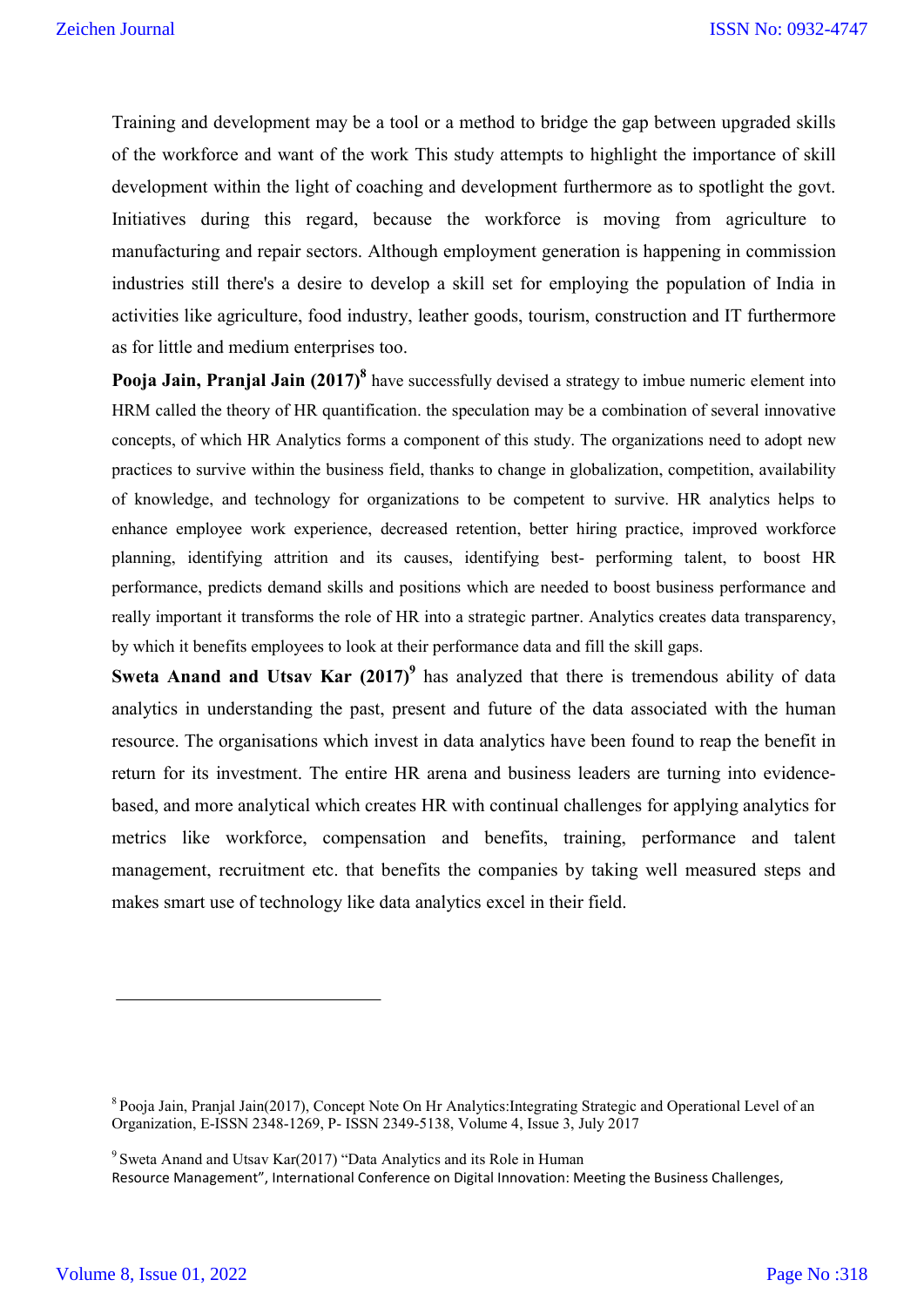Training and development may be a tool or a method to bridge the gap between upgraded skills of the workforce and want of the work This study attempts to highlight the importance of skill development within the light of coaching and development furthermore as to spotlight the govt. Initiatives during this regard, because the workforce is moving from agriculture to manufacturing and repair sectors. Although employment generation is happening in commission industries still there's a desire to develop a skill set for employing the population of India in activities like agriculture, food industry, leather goods, tourism, construction and IT furthermore as for little and medium enterprises too.

**Pooja Jain, Pranjal Jain (2017)**[8] have successfully devised a strategy to imbue numeric element into HRM called the theory of HR quantification. the speculation may be a combination of several innovative concepts, of which HR Analytics forms a component of this study. The organizations need to adopt new practices to survive within the business field, thanks to change in globalization, competition, availability of knowledge, and technology for organizations to be competent to survive. HR analytics helps to enhance employee work experience, decreased retention, better hiring practice, improved workforce planning, identifying attrition and its causes, identifying best- performing talent, to boost HR performance, predicts demand skills and positions which are needed to boost business performance and really important it transforms the role of HR into a strategic partner. Analytics creates data transparency, by which it benefits employees to look at their performance data and fill the skill gaps.

**Sweta Anand and Utsav Kar (2017)**[9] has analyzed that there is tremendous ability of data analytics in understanding the past, present and future of the data associated with the human resource. The organisations which invest in data analytics have been found to reap the benefit in return for its investment. The entire HR arena and business leaders are turning into evidence-based, and more analytical which creates HR with continual challenges for applying analytics for metrics like workforce, compensation and benefits, training, performance and talent management, recruitment etc. that benefits the companies by taking well measured steps and makes smart use of technology like data analytics excel in their field.

---

[8] Pooja Jain, Pranjal Jain(2017), Concept Note On Hr Analytics:Integrating Strategic and Operational Level of an Organization, E-ISSN 2348-1269, P- ISSN 2349-5138, Volume 4, Issue 3, July 2017

[9] Sweta Anand and Utsav Kar(2017) "Data Analytics and its Role in Human Resource Management", International Conference on Digital Innovation: Meeting the Business Challenges,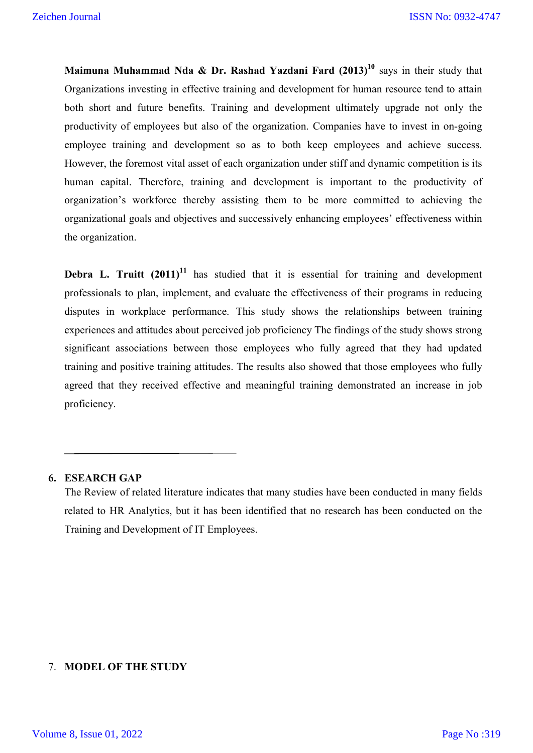**Maimuna Muhammad Nda & Dr. Rashad Yazdani Fard (2013)**[10] says in their study that Organizations investing in effective training and development for human resource tend to attain both short and future benefits. Training and development ultimately upgrade not only the productivity of employees but also of the organization. Companies have to invest in on-going employee training and development so as to both keep employees and achieve success. However, the foremost vital asset of each organization under stiff and dynamic competition is its human capital. Therefore, training and development is important to the productivity of organization's workforce thereby assisting them to be more committed to achieving the organizational goals and objectives and successively enhancing employees' effectiveness within the organization.

**Debra L. Truitt (2011)**[11] has studied that it is essential for training and development professionals to plan, implement, and evaluate the effectiveness of their programs in reducing disputes in workplace performance. This study shows the relationships between training experiences and attitudes about perceived job proficiency The findings of the study shows strong significant associations between those employees who fully agreed that they had updated training and positive training attitudes. The results also showed that those employees who fully agreed that they received effective and meaningful training demonstrated an increase in job proficiency.

---

## 6. ESEARCH GAP

The Review of related literature indicates that many studies have been conducted in many fields related to HR Analytics, but it has been identified that no research has been conducted on the Training and Development of IT Employees.

## 7. MODEL OF THE STUDY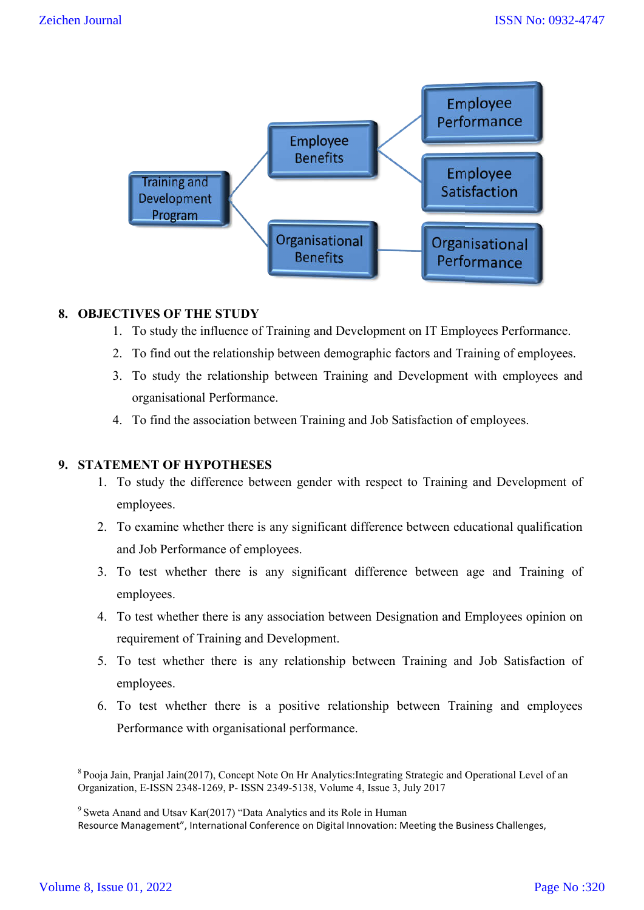## 8. OBJECTIVES OF THE STUDY

1. To study the influence of Training and Development on IT Employees Performance.
2. To find out the relationship between demographic factors and Training of employees.
3. To study the relationship between Training and Development with employees and organisational Performance.
4. To find the association between Training and Job Satisfaction of employees.

## 9. STATEMENT OF HYPOTHESES

1. To study the difference between gender with respect to Training and Development of employees.
2. To examine whether there is any significant difference between educational qualification and Job Performance of employees.
3. To test whether there is any significant difference between age and Training of employees.
4. To test whether there is any association between Designation and Employees opinion on requirement of Training and Development.
5. To test whether there is any relationship between Training and Job Satisfaction of employees.
6. To test whether there is a positive relationship between Training and employees Performance with organisational performance.

[8] Pooja Jain, Pranjal Jain(2017), Concept Note On Hr Analytics:Integrating Strategic and Operational Level of an Organization, E-ISSN 2348-1269, P- ISSN 2349-5138, Volume 4, Issue 3, July 2017

[9] Sweta Anand and Utsav Kar(2017) "Data Analytics and its Role in Human Resource Management", International Conference on Digital Innovation: Meeting the Business Challenges,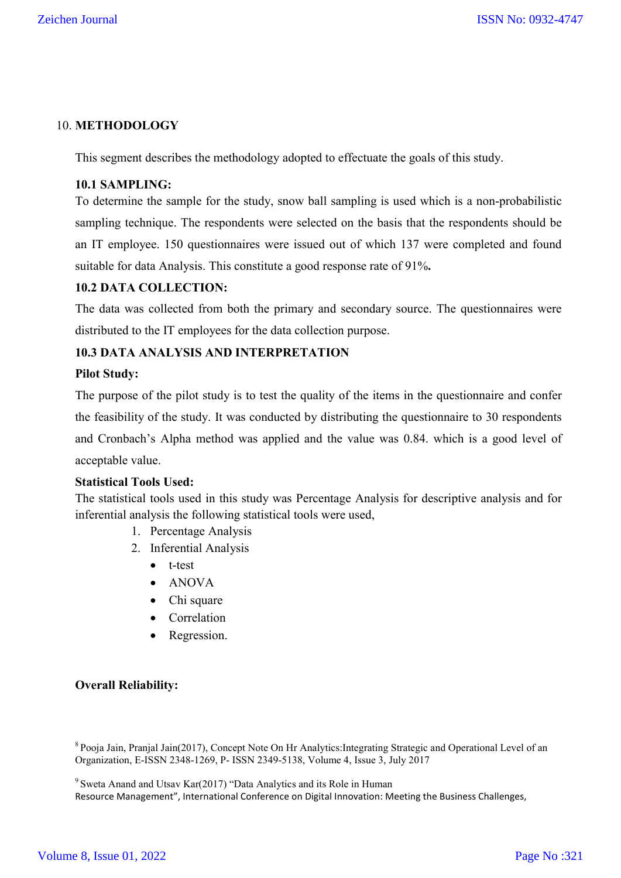## 10. METHODOLOGY

This segment describes the methodology adopted to effectuate the goals of this study.

### 10.1 SAMPLING:

To determine the sample for the study, snow ball sampling is used which is a non-probabilistic sampling technique. The respondents were selected on the basis that the respondents should be an IT employee. 150 questionnaires were issued out of which 137 were completed and found suitable for data Analysis. This constitute a good response rate of 91%**.**

### 10.2 DATA COLLECTION:

The data was collected from both the primary and secondary source. The questionnaires were distributed to the IT employees for the data collection purpose.

### 10.3 DATA ANALYSIS AND INTERPRETATION

**Pilot Study:**

The purpose of the pilot study is to test the quality of the items in the questionnaire and confer the feasibility of the study. It was conducted by distributing the questionnaire to 30 respondents and Cronbach's Alpha method was applied and the value was 0.84. which is a good level of acceptable value.

**Statistical Tools Used:**

The statistical tools used in this study was Percentage Analysis for descriptive analysis and for inferential analysis the following statistical tools were used,

1. Percentage Analysis
2. Inferential Analysis
   - t-test
   - ANOVA
   - Chi square
   - Correlation
   - Regression.

**Overall Reliability:**

[8] Pooja Jain, Pranjal Jain(2017), Concept Note On Hr Analytics:Integrating Strategic and Operational Level of an Organization, E-ISSN 2348-1269, P- ISSN 2349-5138, Volume 4, Issue 3, July 2017

[9] Sweta Anand and Utsav Kar(2017) "Data Analytics and its Role in Human Resource Management", International Conference on Digital Innovation: Meeting the Business Challenges,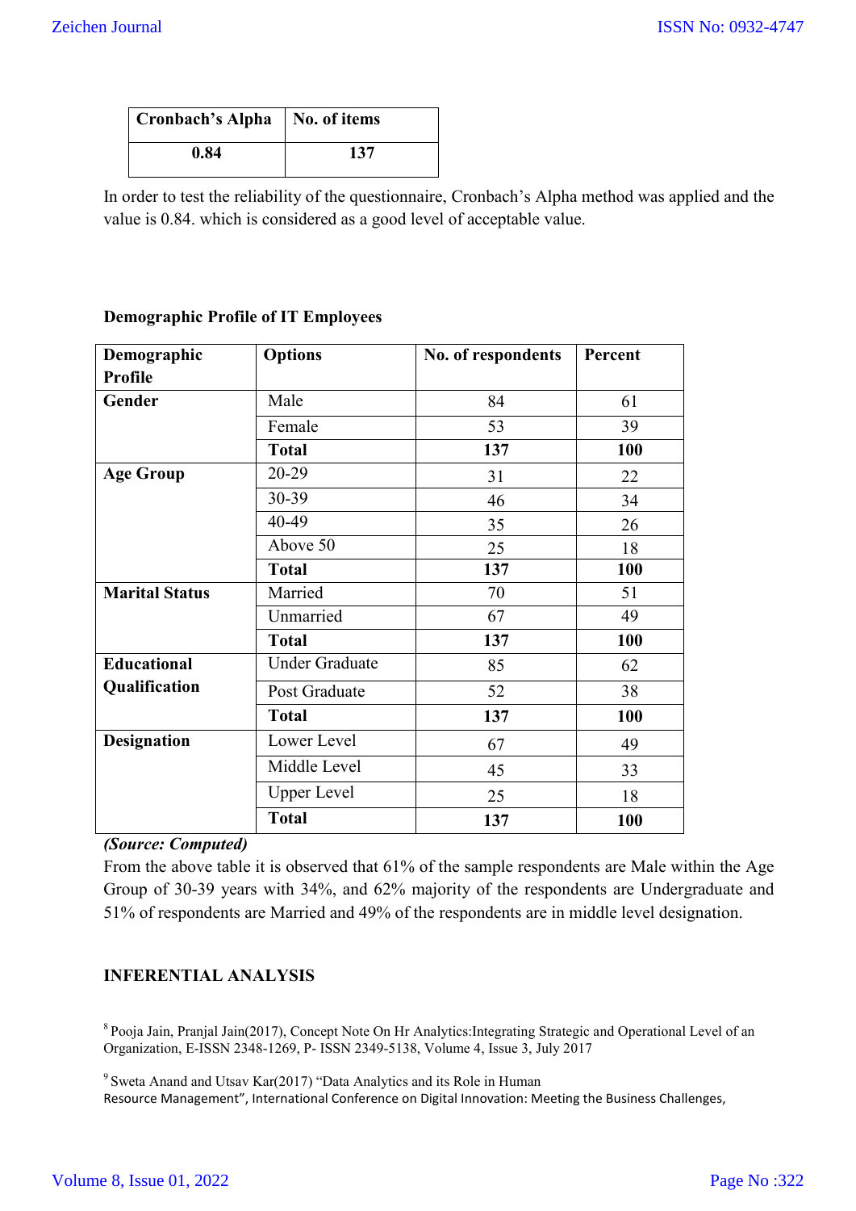| Cronbach's Alpha | No. of items |
|---|---|
| **0.84** | **137** |

In order to test the reliability of the questionnaire, Cronbach's Alpha method was applied and the value is 0.84. which is considered as a good level of acceptable value.

**Demographic Profile of IT Employees**

| Demographic Profile | Options | No. of respondents | Percent |
|---|---|---|---|
| **Gender** | Male | 84 | 61 |
| | Female | 53 | 39 |
| | **Total** | **137** | **100** |
| **Age Group** | 20-29 | 31 | 22 |
| | 30-39 | 46 | 34 |
| | 40-49 | 35 | 26 |
| | Above 50 | 25 | 18 |
| | **Total** | **137** | **100** |
| **Marital Status** | Married | 70 | 51 |
| | Unmarried | 67 | 49 |
| | **Total** | **137** | **100** |
| **Educational Qualification** | Under Graduate | 85 | 62 |
| | Post Graduate | 52 | 38 |
| | **Total** | **137** | **100** |
| **Designation** | Lower Level | 67 | 49 |
| | Middle Level | 45 | 33 |
| | Upper Level | 25 | 18 |
| | **Total** | **137** | **100** |

***(Source: Computed)***

From the above table it is observed that 61% of the sample respondents are Male within the Age Group of 30-39 years with 34%, and 62% majority of the respondents are Undergraduate and 51% of respondents are Married and 49% of the respondents are in middle level designation.

## INFERENTIAL ANALYSIS

[8] Pooja Jain, Pranjal Jain(2017), Concept Note On Hr Analytics:Integrating Strategic and Operational Level of an Organization, E-ISSN 2348-1269, P- ISSN 2349-5138, Volume 4, Issue 3, July 2017

[9] Sweta Anand and Utsav Kar(2017) "Data Analytics and its Role in Human Resource Management", International Conference on Digital Innovation: Meeting the Business Challenges,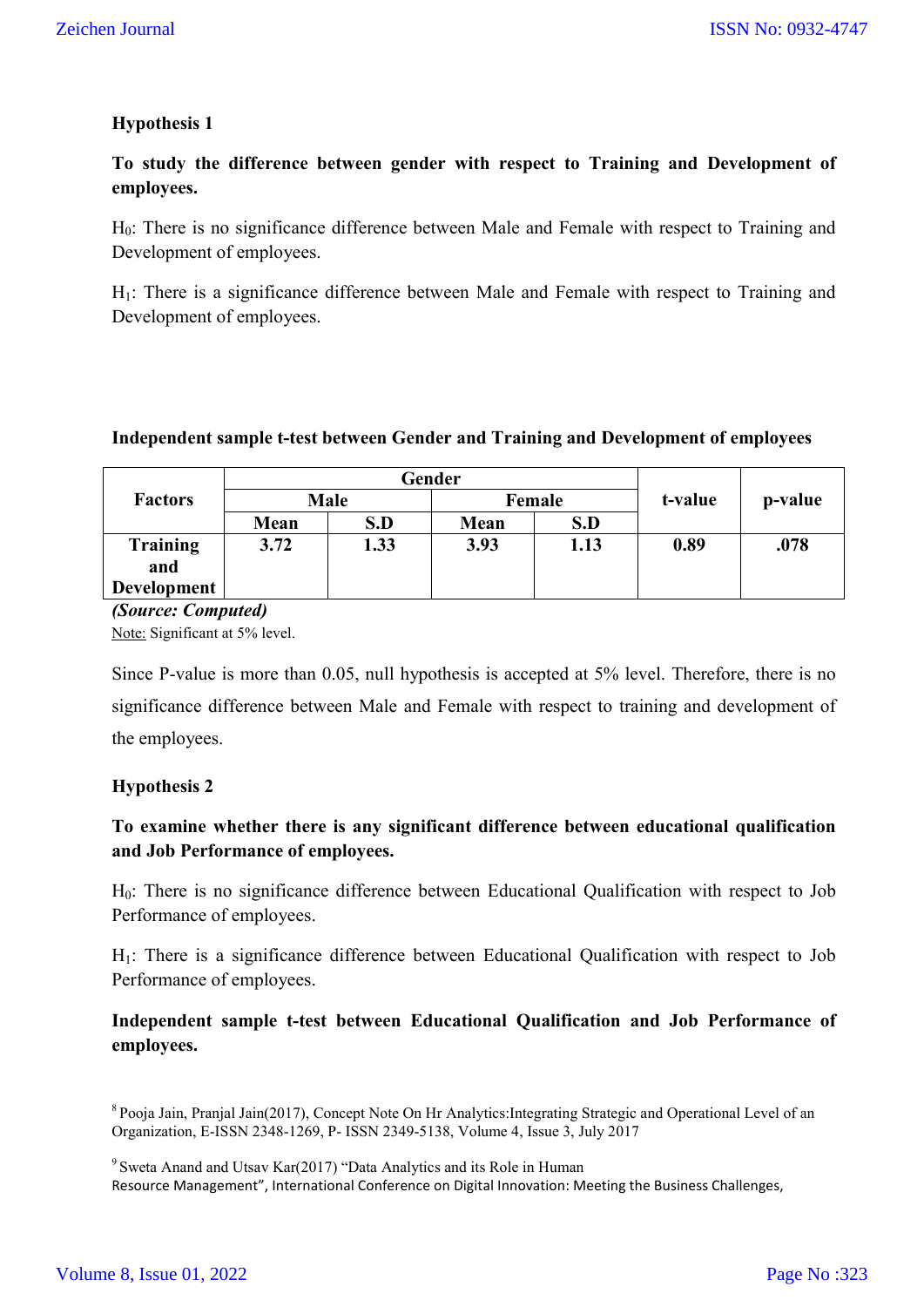**Hypothesis 1**

**To study the difference between gender with respect to Training and Development of employees.**

$H_0$: There is no significance difference between Male and Female with respect to Training and Development of employees.

$H_1$: There is a significance difference between Male and Female with respect to Training and Development of employees.

**Independent sample t-test between Gender and Training and Development of employees**

| Factors | Gender | | | | t-value | p-value |
|---|---|---|---|---|---|---|
| | Male | | Female | | | |
| | Mean | S.D | Mean | S.D | | |
| **Training and Development** | **3.72** | **1.33** | **3.93** | **1.13** | **0.89** | **.078** |

***(Source: Computed)***

Note: Significant at 5% level.

Since P-value is more than 0.05, null hypothesis is accepted at 5% level. Therefore, there is no significance difference between Male and Female with respect to training and development of the employees.

**Hypothesis 2**

**To examine whether there is any significant difference between educational qualification and Job Performance of employees.**

$H_0$: There is no significance difference between Educational Qualification with respect to Job Performance of employees.

$H_1$: There is a significance difference between Educational Qualification with respect to Job Performance of employees.

**Independent sample t-test between Educational Qualification and Job Performance of employees.**

[8] Pooja Jain, Pranjal Jain(2017), Concept Note On Hr Analytics:Integrating Strategic and Operational Level of an Organization, E-ISSN 2348-1269, P- ISSN 2349-5138, Volume 4, Issue 3, July 2017

[9] Sweta Anand and Utsav Kar(2017) "Data Analytics and its Role in Human Resource Management", International Conference on Digital Innovation: Meeting the Business Challenges,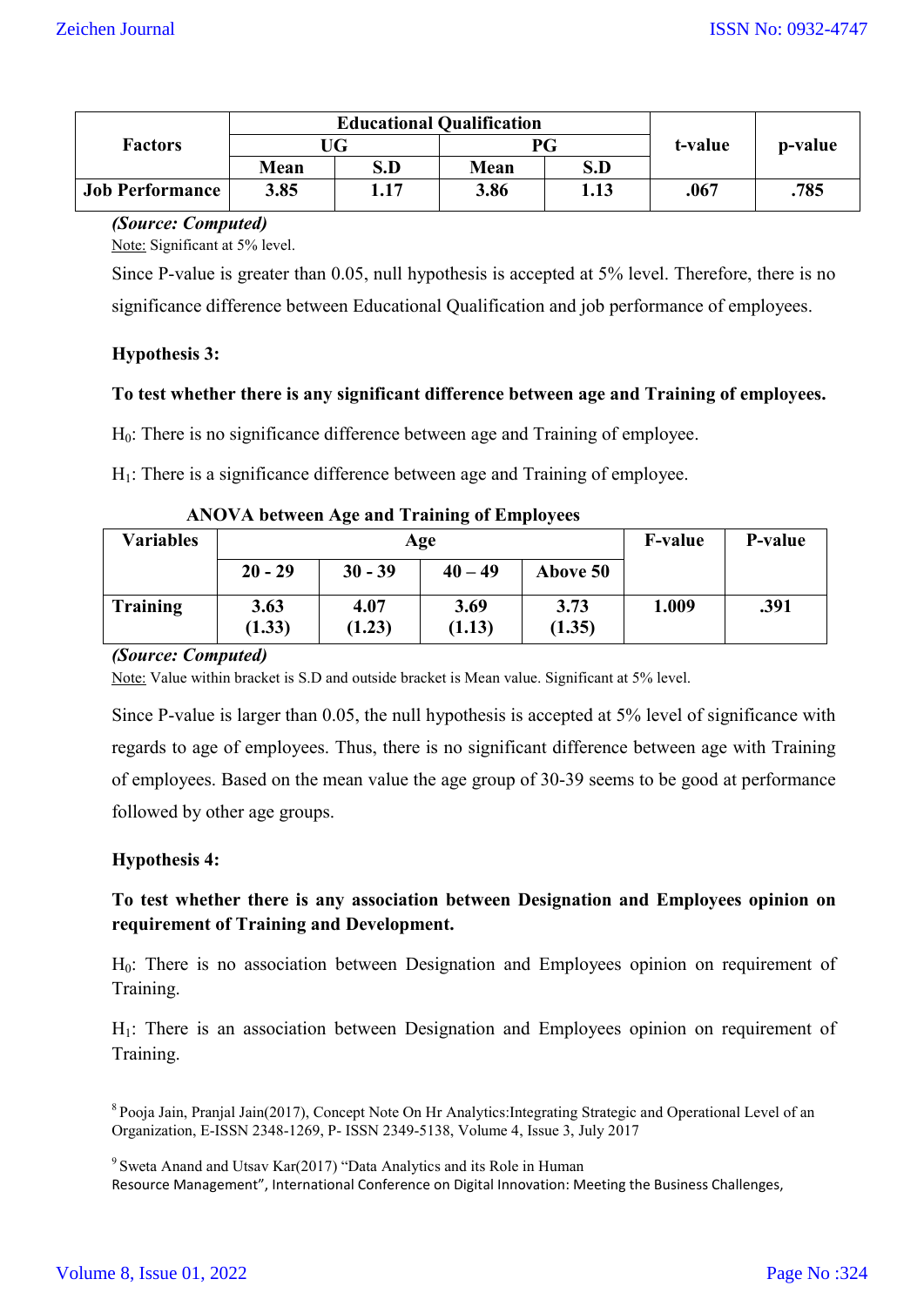| Factors | Educational Qualification | | | | t-value | p-value |
|---|---|---|---|---|---|---|
| | UG | | PG | | | |
| | Mean | S.D | Mean | S.D | | |
| **Job Performance** | **3.85** | **1.17** | **3.86** | **1.13** | **.067** | **.785** |

***(Source: Computed)***

Note: Significant at 5% level.

Since P-value is greater than 0.05, null hypothesis is accepted at 5% level. Therefore, there is no significance difference between Educational Qualification and job performance of employees.

**Hypothesis 3:**

**To test whether there is any significant difference between age and Training of employees.**

$H_0$: There is no significance difference between age and Training of employee.

$H_1$: There is a significance difference between age and Training of employee.

**ANOVA between Age and Training of Employees**

| Variables | Age | | | | F-value | P-value |
|---|---|---|---|---|---|---|
| | 20 - 29 | 30 - 39 | 40 – 49 | Above 50 | | |
| **Training** | **3.63 (1.33)** | **4.07 (1.23)** | **3.69 (1.13)** | **3.73 (1.35)** | **1.009** | **.391** |

***(Source: Computed)***

Note: Value within bracket is S.D and outside bracket is Mean value. Significant at 5% level.

Since P-value is larger than 0.05, the null hypothesis is accepted at 5% level of significance with regards to age of employees. Thus, there is no significant difference between age with Training of employees. Based on the mean value the age group of 30-39 seems to be good at performance followed by other age groups.

**Hypothesis 4:**

**To test whether there is any association between Designation and Employees opinion on requirement of Training and Development.**

$H_0$: There is no association between Designation and Employees opinion on requirement of Training.

$H_1$: There is an association between Designation and Employees opinion on requirement of Training.

[8] Pooja Jain, Pranjal Jain(2017), Concept Note On Hr Analytics:Integrating Strategic and Operational Level of an Organization, E-ISSN 2348-1269, P- ISSN 2349-5138, Volume 4, Issue 3, July 2017

[9] Sweta Anand and Utsav Kar(2017) "Data Analytics and its Role in Human Resource Management", International Conference on Digital Innovation: Meeting the Business Challenges,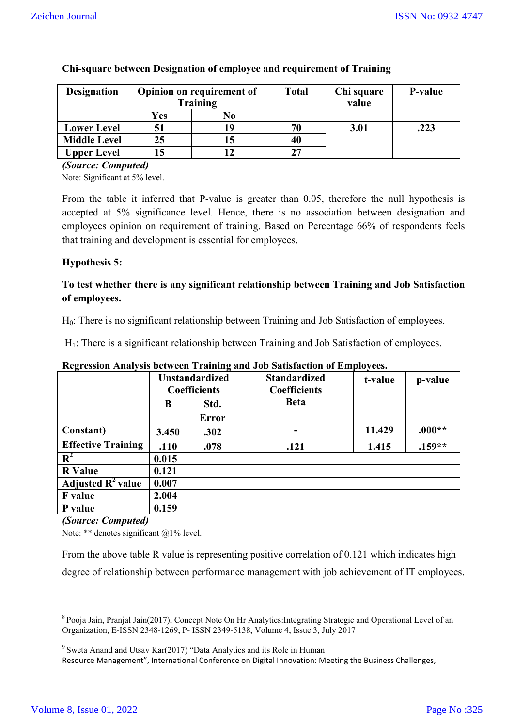**Chi-square between Designation of employee and requirement of Training**

| Designation | Opinion on requirement of Training | | Total | Chi square value | P-value |
|---|---|---|---|---|---|
| | Yes | No | | | |
| Lower Level | 51 | 19 | 70 | 3.01 | .223 |
| Middle Level | 25 | 15 | 40 | | |
| Upper Level | 15 | 12 | 27 | | |

***(Source: Computed)***

Note: Significant at 5% level.

From the table it inferred that P-value is greater than 0.05, therefore the null hypothesis is accepted at 5% significance level. Hence, there is no association between designation and employees opinion on requirement of training. Based on Percentage 66% of respondents feels that training and development is essential for employees.

**Hypothesis 5:**

**To test whether there is any significant relationship between Training and Job Satisfaction of employees.**

$H_0$: There is no significant relationship between Training and Job Satisfaction of employees.

$H_1$: There is a significant relationship between Training and Job Satisfaction of employees.

**Regression Analysis between Training and Job Satisfaction of Employees.**

| | Unstandardized Coefficients | | Standardized Coefficients | t-value | p-value |
|---|---|---|---|---|---|
| | B | Std. Error | Beta | | |
| Constant) | 3.450 | .302 | - | 11.429 | .000** |
| Effective Training | .110 | .078 | .121 | 1.415 | .159** |
| $R^2$ | 0.015 | | | | |
| R Value | 0.121 | | | | |
| Adjusted $R^2$ value | 0.007 | | | | |
| F value | 2.004 | | | | |
| P value | 0.159 | | | | |

***(Source: Computed)***

Note: ** denotes significant @1% level.

From the above table R value is representing positive correlation of 0.121 which indicates high degree of relationship between performance management with job achievement of IT employees.

[8] Pooja Jain, Pranjal Jain(2017), Concept Note On Hr Analytics:Integrating Strategic and Operational Level of an Organization, E-ISSN 2348-1269, P- ISSN 2349-5138, Volume 4, Issue 3, July 2017

[9] Sweta Anand and Utsav Kar(2017) "Data Analytics and its Role in Human Resource Management", International Conference on Digital Innovation: Meeting the Business Challenges,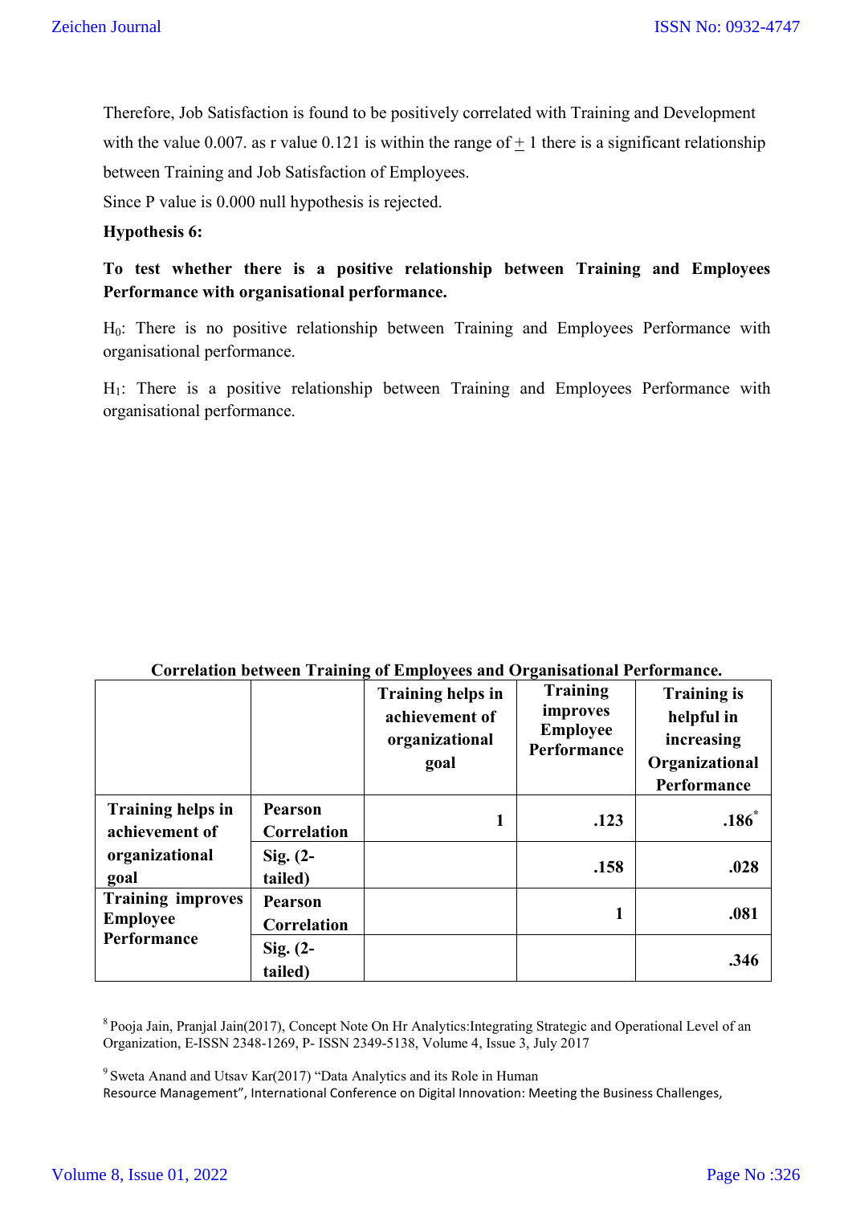Therefore, Job Satisfaction is found to be positively correlated with Training and Development with the value 0.007. as r value 0.121 is within the range of $\pm$ 1 there is a significant relationship between Training and Job Satisfaction of Employees.

Since P value is 0.000 null hypothesis is rejected.

**Hypothesis 6:**

**To test whether there is a positive relationship between Training and Employees Performance with organisational performance.**

$H_0$: There is no positive relationship between Training and Employees Performance with organisational performance.

$H_1$: There is a positive relationship between Training and Employees Performance with organisational performance.

**Correlation between Training of Employees and Organisational Performance.**

| | | Training helps in achievement of organizational goal | Training improves Employee Performance | Training is helpful in increasing Organizational Performance |
|---|---|---|---|---|
| **Training helps in achievement of organizational goal** | **Pearson Correlation** | **1** | **.123** | **.186*** |
| | **Sig. (2-tailed)** | | **.158** | **.028** |
| **Training improves Employee Performance** | **Pearson Correlation** | | **1** | **.081** |
| | **Sig. (2-tailed)** | | | **.346** |

[8] Pooja Jain, Pranjal Jain(2017), Concept Note On Hr Analytics:Integrating Strategic and Operational Level of an Organization, E-ISSN 2348-1269, P- ISSN 2349-5138, Volume 4, Issue 3, July 2017

[9] Sweta Anand and Utsav Kar(2017) "Data Analytics and its Role in Human Resource Management", International Conference on Digital Innovation: Meeting the Business Challenges,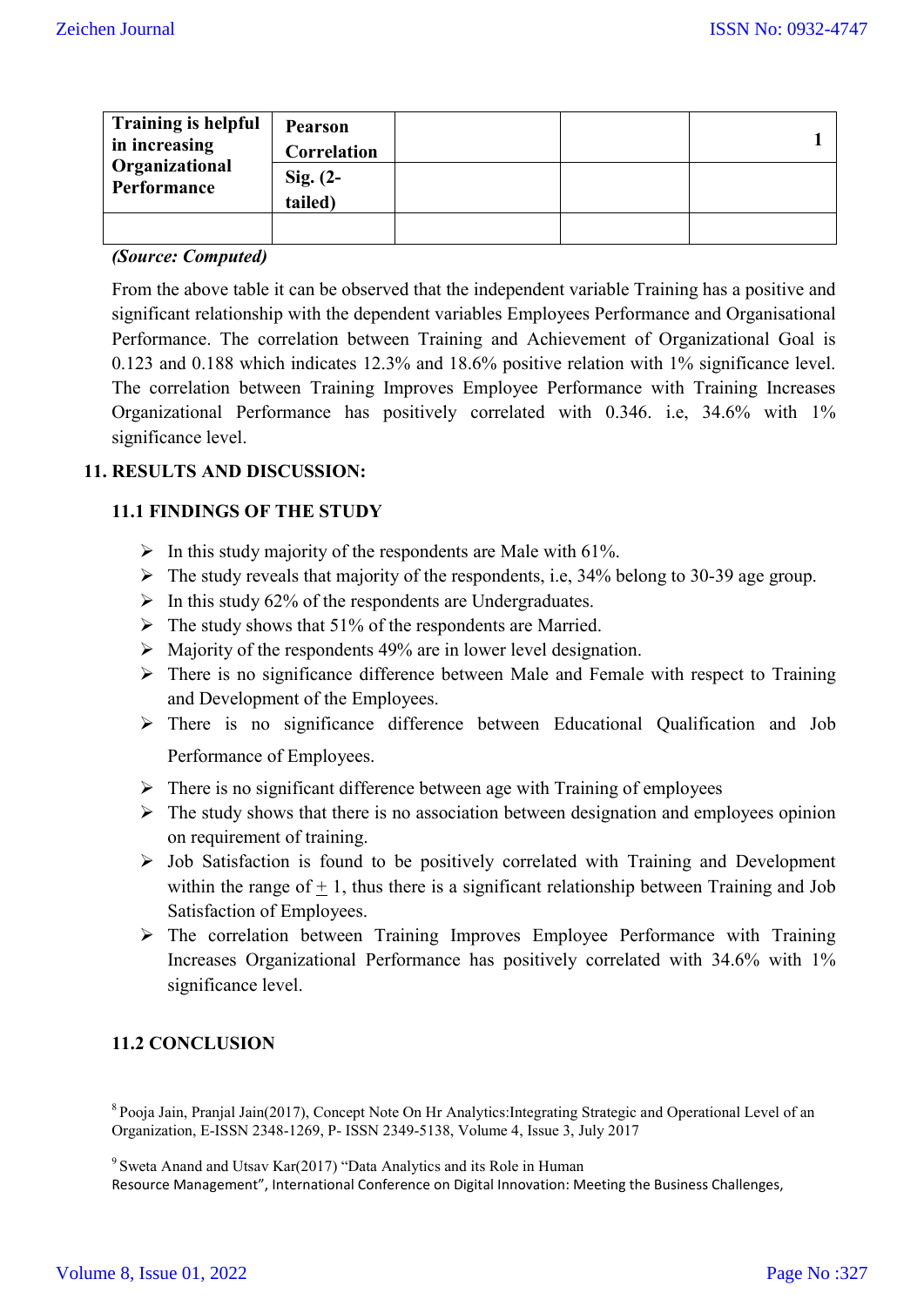| Training is helpful in increasing Organizational Performance | Pearson Correlation | | | 1 |
|---|---|---|---|---|
| | Sig. (2-tailed) | | | |
| | | | | |

***(Source: Computed)***

From the above table it can be observed that the independent variable Training has a positive and significant relationship with the dependent variables Employees Performance and Organisational Performance. The correlation between Training and Achievement of Organizational Goal is 0.123 and 0.188 which indicates 12.3% and 18.6% positive relation with 1% significance level. The correlation between Training Improves Employee Performance with Training Increases Organizational Performance has positively correlated with 0.346. i.e, 34.6% with 1% significance level.

## 11. RESULTS AND DISCUSSION:

### 11.1 FINDINGS OF THE STUDY

- In this study majority of the respondents are Male with 61%.
- The study reveals that majority of the respondents, i.e, 34% belong to 30-39 age group.
- In this study 62% of the respondents are Undergraduates.
- The study shows that 51% of the respondents are Married.
- Majority of the respondents 49% are in lower level designation.
- There is no significance difference between Male and Female with respect to Training and Development of the Employees.
- There is no significance difference between Educational Qualification and Job Performance of Employees.
- There is no significant difference between age with Training of employees
- The study shows that there is no association between designation and employees opinion on requirement of training.
- Job Satisfaction is found to be positively correlated with Training and Development within the range of $\pm$ 1, thus there is a significant relationship between Training and Job Satisfaction of Employees.
- The correlation between Training Improves Employee Performance with Training Increases Organizational Performance has positively correlated with 34.6% with 1% significance level.

### 11.2 CONCLUSION

[8] Pooja Jain, Pranjal Jain(2017), Concept Note On Hr Analytics:Integrating Strategic and Operational Level of an Organization, E-ISSN 2348-1269, P- ISSN 2349-5138, Volume 4, Issue 3, July 2017

[9] Sweta Anand and Utsav Kar(2017) "Data Analytics and its Role in Human Resource Management", International Conference on Digital Innovation: Meeting the Business Challenges,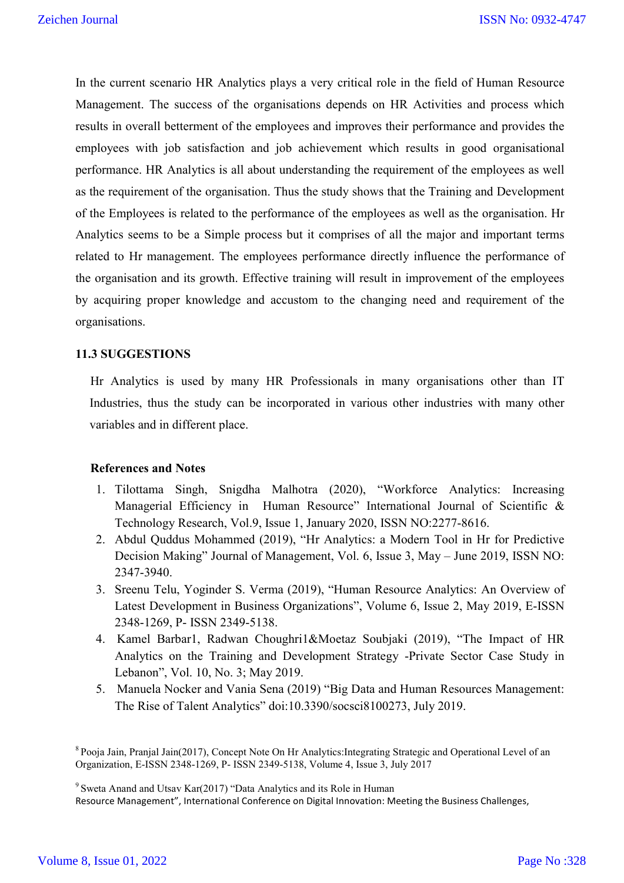In the current scenario HR Analytics plays a very critical role in the field of Human Resource Management. The success of the organisations depends on HR Activities and process which results in overall betterment of the employees and improves their performance and provides the employees with job satisfaction and job achievement which results in good organisational performance. HR Analytics is all about understanding the requirement of the employees as well as the requirement of the organisation. Thus the study shows that the Training and Development of the Employees is related to the performance of the employees as well as the organisation. Hr Analytics seems to be a Simple process but it comprises of all the major and important terms related to Hr management. The employees performance directly influence the performance of the organisation and its growth. Effective training will result in improvement of the employees by acquiring proper knowledge and accustom to the changing need and requirement of the organisations.

### 11.3 SUGGESTIONS

Hr Analytics is used by many HR Professionals in many organisations other than IT Industries, thus the study can be incorporated in various other industries with many other variables and in different place.

**References and Notes**

1. Tilottama Singh, Snigdha Malhotra (2020), "Workforce Analytics: Increasing Managerial Efficiency in Human Resource" International Journal of Scientific & Technology Research, Vol.9, Issue 1, January 2020, ISSN NO:2277-8616.
2. Abdul Quddus Mohammed (2019), "Hr Analytics: a Modern Tool in Hr for Predictive Decision Making" Journal of Management, Vol. 6, Issue 3, May – June 2019, ISSN NO: 2347-3940.
3. Sreenu Telu, Yoginder S. Verma (2019), "Human Resource Analytics: An Overview of Latest Development in Business Organizations", Volume 6, Issue 2, May 2019, E-ISSN 2348-1269, P- ISSN 2349-5138.
4. Kamel Barbar1, Radwan Choughri1&Moetaz Soubjaki (2019), "The Impact of HR Analytics on the Training and Development Strategy -Private Sector Case Study in Lebanon", Vol. 10, No. 3; May 2019.
5. Manuela Nocker and Vania Sena (2019) "Big Data and Human Resources Management: The Rise of Talent Analytics" doi:10.3390/socsci8100273, July 2019.

[8] Pooja Jain, Pranjal Jain(2017), Concept Note On Hr Analytics:Integrating Strategic and Operational Level of an Organization, E-ISSN 2348-1269, P- ISSN 2349-5138, Volume 4, Issue 3, July 2017

[9] Sweta Anand and Utsav Kar(2017) "Data Analytics and its Role in Human Resource Management", International Conference on Digital Innovation: Meeting the Business Challenges,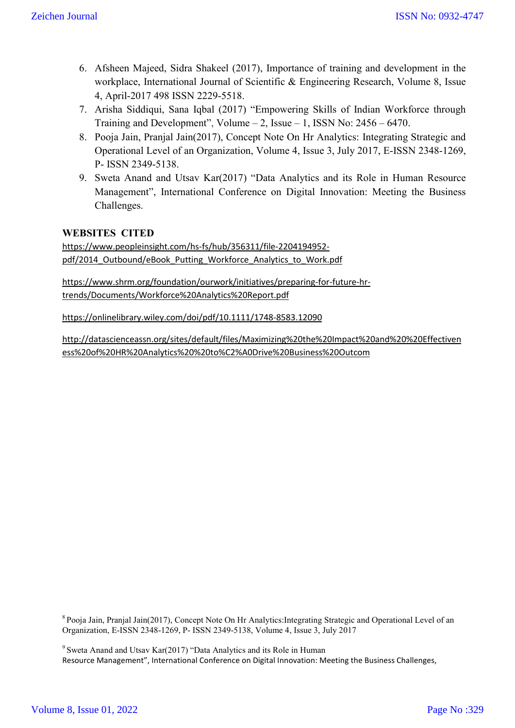6. Afsheen Majeed, Sidra Shakeel (2017), Importance of training and development in the workplace, International Journal of Scientific & Engineering Research, Volume 8, Issue 4, April-2017 498 ISSN 2229-5518.
7. Arisha Siddiqui, Sana Iqbal (2017) "Empowering Skills of Indian Workforce through Training and Development", Volume – 2, Issue – 1, ISSN No: 2456 – 6470.
8. Pooja Jain, Pranjal Jain(2017), Concept Note On Hr Analytics: Integrating Strategic and Operational Level of an Organization, Volume 4, Issue 3, July 2017, E-ISSN 2348-1269, P- ISSN 2349-5138.
9. Sweta Anand and Utsav Kar(2017) "Data Analytics and its Role in Human Resource Management", International Conference on Digital Innovation: Meeting the Business Challenges.

**WEBSITES CITED**

https://www.peopleinsight.com/hs-fs/hub/356311/file-2204194952-pdf/2014_Outbound/eBook_Putting_Workforce_Analytics_to_Work.pdf

https://www.shrm.org/foundation/ourwork/initiatives/preparing-for-future-hr-trends/Documents/Workforce%20Analytics%20Report.pdf

https://onlinelibrary.wiley.com/doi/pdf/10.1111/1748-8583.12090

http://datascienceassn.org/sites/default/files/Maximizing%20the%20Impact%20and%20%20Effectiveness%20of%20HR%20Analytics%20%20to%C2%A0Drive%20Business%20Outcom

[8] Pooja Jain, Pranjal Jain(2017), Concept Note On Hr Analytics:Integrating Strategic and Operational Level of an Organization, E-ISSN 2348-1269, P- ISSN 2349-5138, Volume 4, Issue 3, July 2017

[9] Sweta Anand and Utsav Kar(2017) "Data Analytics and its Role in Human Resource Management", International Conference on Digital Innovation: Meeting the Business Challenges,